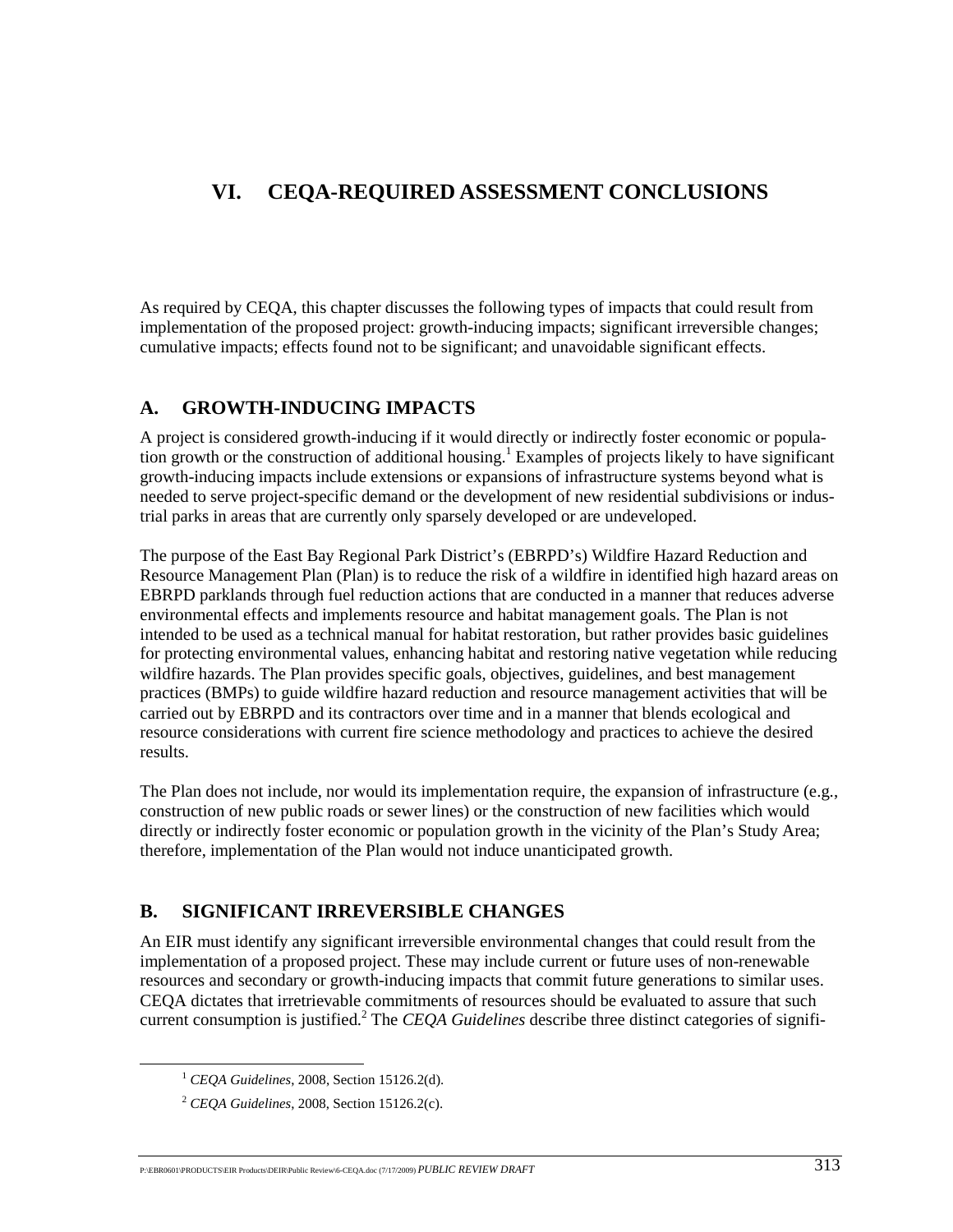# VI. CEQA-REQUIRED ASSESSMENT CONCLUSIONS

As required by CEQA, this chapter discusses the following types of impacts that could result from implementation of the proposed project: growth-inducing impacts; significant irreversible changes; cumulative impacts; effects found not to be significant; and unavoidable significant effects.

## A. GROWTH-INDUCING IMPACTS

A project is considered growth-inducing if it would directly or indirectly foster economic or population growth or the construction of additional housing.[1] Examples of projects likely to have significant growth-inducing impacts include extensions or expansions of infrastructure systems beyond what is needed to serve project-specific demand or the development of new residential subdivisions or industrial parks in areas that are currently only sparsely developed or are undeveloped.

The purpose of the East Bay Regional Park District's (EBRPD's) Wildfire Hazard Reduction and Resource Management Plan (Plan) is to reduce the risk of a wildfire in identified high hazard areas on EBRPD parklands through fuel reduction actions that are conducted in a manner that reduces adverse environmental effects and implements resource and habitat management goals. The Plan is not intended to be used as a technical manual for habitat restoration, but rather provides basic guidelines for protecting environmental values, enhancing habitat and restoring native vegetation while reducing wildfire hazards. The Plan provides specific goals, objectives, guidelines, and best management practices (BMPs) to guide wildfire hazard reduction and resource management activities that will be carried out by EBRPD and its contractors over time and in a manner that blends ecological and resource considerations with current fire science methodology and practices to achieve the desired results.

The Plan does not include, nor would its implementation require, the expansion of infrastructure (e.g., construction of new public roads or sewer lines) or the construction of new facilities which would directly or indirectly foster economic or population growth in the vicinity of the Plan's Study Area; therefore, implementation of the Plan would not induce unanticipated growth.

## B. SIGNIFICANT IRREVERSIBLE CHANGES

An EIR must identify any significant irreversible environmental changes that could result from the implementation of a proposed project. These may include current or future uses of non-renewable resources and secondary or growth-inducing impacts that commit future generations to similar uses. CEQA dictates that irretrievable commitments of resources should be evaluated to assure that such current consumption is justified.[2] The *CEQA Guidelines* describe three distinct categories of signifi-

[1] *CEQA Guidelines*, 2008, Section 15126.2(d).

[2] *CEQA Guidelines*, 2008, Section 15126.2(c).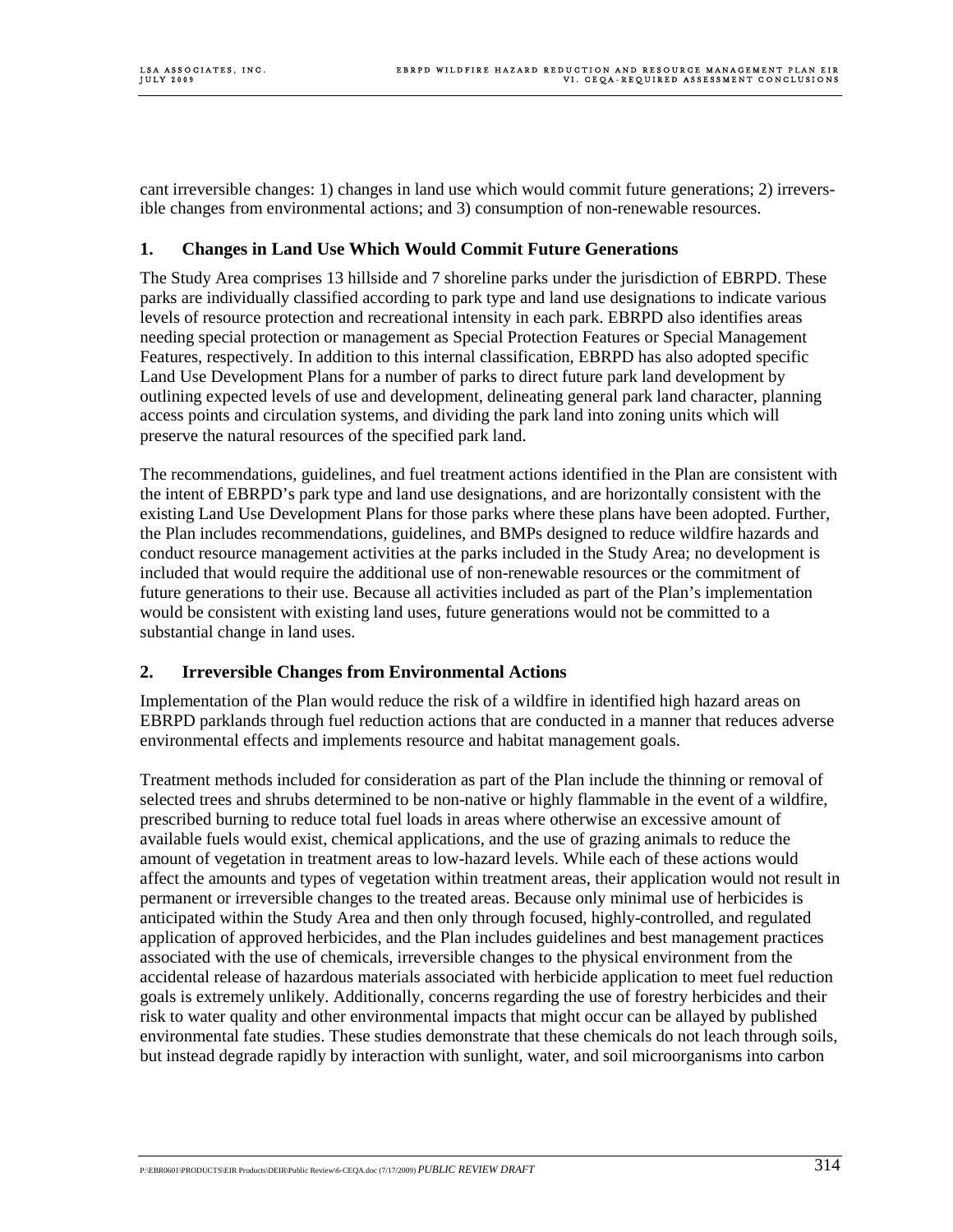cant irreversible changes: 1) changes in land use which would commit future generations; 2) irreversible changes from environmental actions; and 3) consumption of non-renewable resources.

## 1. Changes in Land Use Which Would Commit Future Generations

The Study Area comprises 13 hillside and 7 shoreline parks under the jurisdiction of EBRPD. These parks are individually classified according to park type and land use designations to indicate various levels of resource protection and recreational intensity in each park. EBRPD also identifies areas needing special protection or management as Special Protection Features or Special Management Features, respectively. In addition to this internal classification, EBRPD has also adopted specific Land Use Development Plans for a number of parks to direct future park land development by outlining expected levels of use and development, delineating general park land character, planning access points and circulation systems, and dividing the park land into zoning units which will preserve the natural resources of the specified park land.

The recommendations, guidelines, and fuel treatment actions identified in the Plan are consistent with the intent of EBRPD's park type and land use designations, and are horizontally consistent with the existing Land Use Development Plans for those parks where these plans have been adopted. Further, the Plan includes recommendations, guidelines, and BMPs designed to reduce wildfire hazards and conduct resource management activities at the parks included in the Study Area; no development is included that would require the additional use of non-renewable resources or the commitment of future generations to their use. Because all activities included as part of the Plan's implementation would be consistent with existing land uses, future generations would not be committed to a substantial change in land uses.

## 2. Irreversible Changes from Environmental Actions

Implementation of the Plan would reduce the risk of a wildfire in identified high hazard areas on EBRPD parklands through fuel reduction actions that are conducted in a manner that reduces adverse environmental effects and implements resource and habitat management goals.

Treatment methods included for consideration as part of the Plan include the thinning or removal of selected trees and shrubs determined to be non-native or highly flammable in the event of a wildfire, prescribed burning to reduce total fuel loads in areas where otherwise an excessive amount of available fuels would exist, chemical applications, and the use of grazing animals to reduce the amount of vegetation in treatment areas to low-hazard levels. While each of these actions would affect the amounts and types of vegetation within treatment areas, their application would not result in permanent or irreversible changes to the treated areas. Because only minimal use of herbicides is anticipated within the Study Area and then only through focused, highly-controlled, and regulated application of approved herbicides, and the Plan includes guidelines and best management practices associated with the use of chemicals, irreversible changes to the physical environment from the accidental release of hazardous materials associated with herbicide application to meet fuel reduction goals is extremely unlikely. Additionally, concerns regarding the use of forestry herbicides and their risk to water quality and other environmental impacts that might occur can be allayed by published environmental fate studies. These studies demonstrate that these chemicals do not leach through soils, but instead degrade rapidly by interaction with sunlight, water, and soil microorganisms into carbon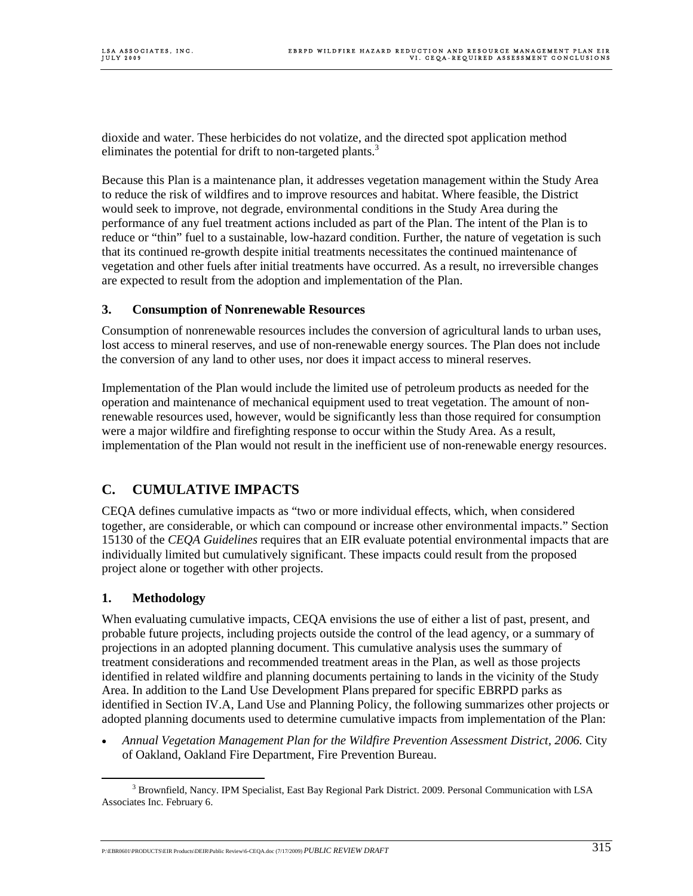dioxide and water. These herbicides do not volatize, and the directed spot application method eliminates the potential for drift to non-targeted plants.[3]

Because this Plan is a maintenance plan, it addresses vegetation management within the Study Area to reduce the risk of wildfires and to improve resources and habitat. Where feasible, the District would seek to improve, not degrade, environmental conditions in the Study Area during the performance of any fuel treatment actions included as part of the Plan. The intent of the Plan is to reduce or "thin" fuel to a sustainable, low-hazard condition. Further, the nature of vegetation is such that its continued re-growth despite initial treatments necessitates the continued maintenance of vegetation and other fuels after initial treatments have occurred. As a result, no irreversible changes are expected to result from the adoption and implementation of the Plan.

### 3. Consumption of Nonrenewable Resources

Consumption of nonrenewable resources includes the conversion of agricultural lands to urban uses, lost access to mineral reserves, and use of non-renewable energy sources. The Plan does not include the conversion of any land to other uses, nor does it impact access to mineral reserves.

Implementation of the Plan would include the limited use of petroleum products as needed for the operation and maintenance of mechanical equipment used to treat vegetation. The amount of non-renewable resources used, however, would be significantly less than those required for consumption were a major wildfire and firefighting response to occur within the Study Area. As a result, implementation of the Plan would not result in the inefficient use of non-renewable energy resources.

## C. CUMULATIVE IMPACTS

CEQA defines cumulative impacts as "two or more individual effects, which, when considered together, are considerable, or which can compound or increase other environmental impacts." Section 15130 of the *CEQA Guidelines* requires that an EIR evaluate potential environmental impacts that are individually limited but cumulatively significant. These impacts could result from the proposed project alone or together with other projects.

### 1. Methodology

When evaluating cumulative impacts, CEQA envisions the use of either a list of past, present, and probable future projects, including projects outside the control of the lead agency, or a summary of projections in an adopted planning document. This cumulative analysis uses the summary of treatment considerations and recommended treatment areas in the Plan, as well as those projects identified in related wildfire and planning documents pertaining to lands in the vicinity of the Study Area. In addition to the Land Use Development Plans prepared for specific EBRPD parks as identified in Section IV.A, Land Use and Planning Policy, the following summarizes other projects or adopted planning documents used to determine cumulative impacts from implementation of the Plan:

- *Annual Vegetation Management Plan for the Wildfire Prevention Assessment District, 2006.* City of Oakland, Oakland Fire Department, Fire Prevention Bureau.

[3] Brownfield, Nancy. IPM Specialist, East Bay Regional Park District. 2009. Personal Communication with LSA Associates Inc. February 6.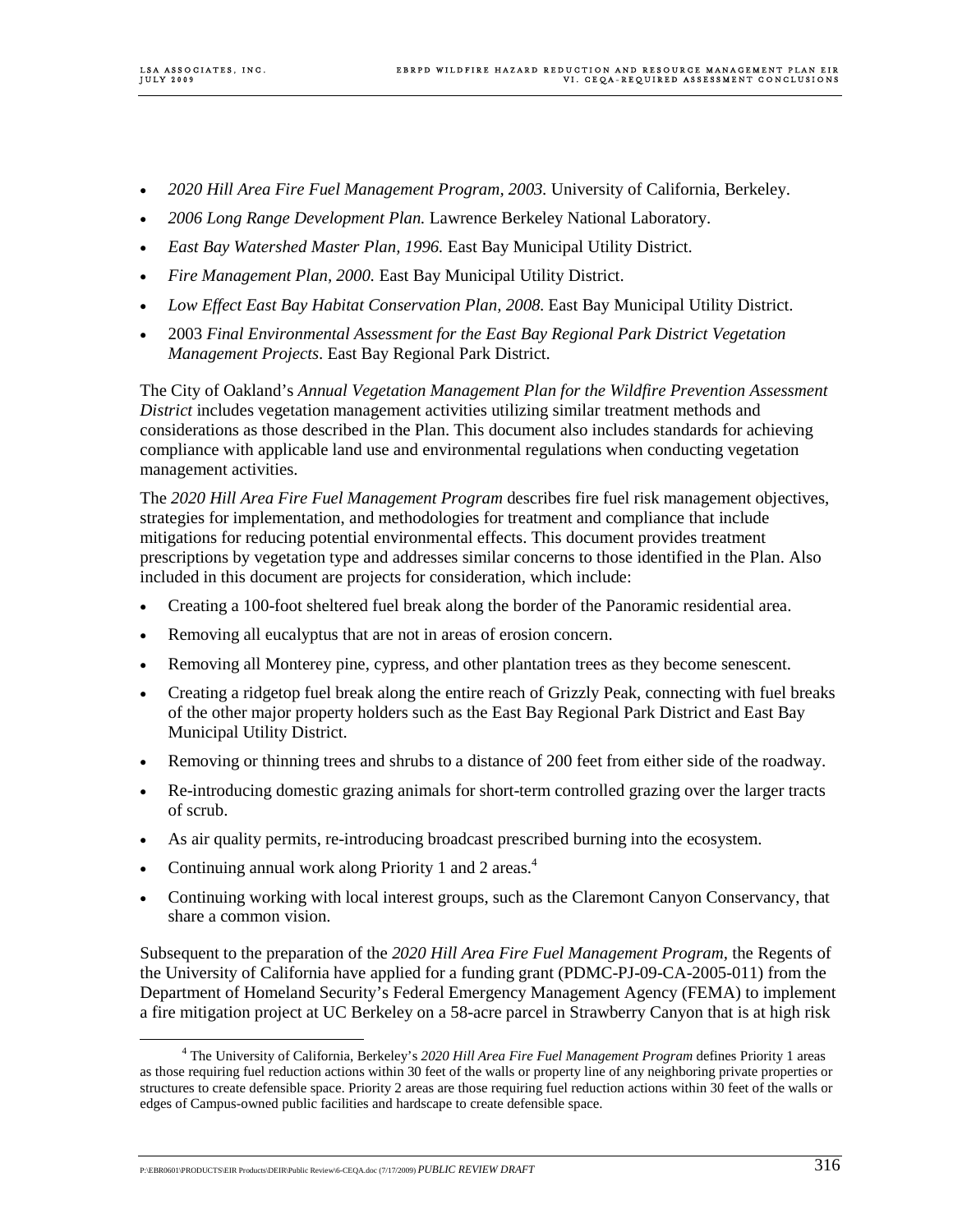- *2020 Hill Area Fire Fuel Management Program, 2003.* University of California, Berkeley.
- *2006 Long Range Development Plan.* Lawrence Berkeley National Laboratory.
- *East Bay Watershed Master Plan, 1996.* East Bay Municipal Utility District.
- *Fire Management Plan, 2000.* East Bay Municipal Utility District.
- *Low Effect East Bay Habitat Conservation Plan, 2008.* East Bay Municipal Utility District.
- 2003 *Final Environmental Assessment for the East Bay Regional Park District Vegetation Management Projects*. East Bay Regional Park District.

The City of Oakland's *Annual Vegetation Management Plan for the Wildfire Prevention Assessment District* includes vegetation management activities utilizing similar treatment methods and considerations as those described in the Plan. This document also includes standards for achieving compliance with applicable land use and environmental regulations when conducting vegetation management activities.

The *2020 Hill Area Fire Fuel Management Program* describes fire fuel risk management objectives, strategies for implementation, and methodologies for treatment and compliance that include mitigations for reducing potential environmental effects. This document provides treatment prescriptions by vegetation type and addresses similar concerns to those identified in the Plan. Also included in this document are projects for consideration, which include:

- Creating a 100-foot sheltered fuel break along the border of the Panoramic residential area.
- Removing all eucalyptus that are not in areas of erosion concern.
- Removing all Monterey pine, cypress, and other plantation trees as they become senescent.
- Creating a ridgetop fuel break along the entire reach of Grizzly Peak, connecting with fuel breaks of the other major property holders such as the East Bay Regional Park District and East Bay Municipal Utility District.
- Removing or thinning trees and shrubs to a distance of 200 feet from either side of the roadway.
- Re-introducing domestic grazing animals for short-term controlled grazing over the larger tracts of scrub.
- As air quality permits, re-introducing broadcast prescribed burning into the ecosystem.
- Continuing annual work along Priority 1 and 2 areas.[4]
- Continuing working with local interest groups, such as the Claremont Canyon Conservancy, that share a common vision.

Subsequent to the preparation of the *2020 Hill Area Fire Fuel Management Program*, the Regents of the University of California have applied for a funding grant (PDMC-PJ-09-CA-2005-011) from the Department of Homeland Security's Federal Emergency Management Agency (FEMA) to implement a fire mitigation project at UC Berkeley on a 58-acre parcel in Strawberry Canyon that is at high risk

[4] The University of California, Berkeley's *2020 Hill Area Fire Fuel Management Program* defines Priority 1 areas as those requiring fuel reduction actions within 30 feet of the walls or property line of any neighboring private properties or structures to create defensible space. Priority 2 areas are those requiring fuel reduction actions within 30 feet of the walls or edges of Campus-owned public facilities and hardscape to create defensible space.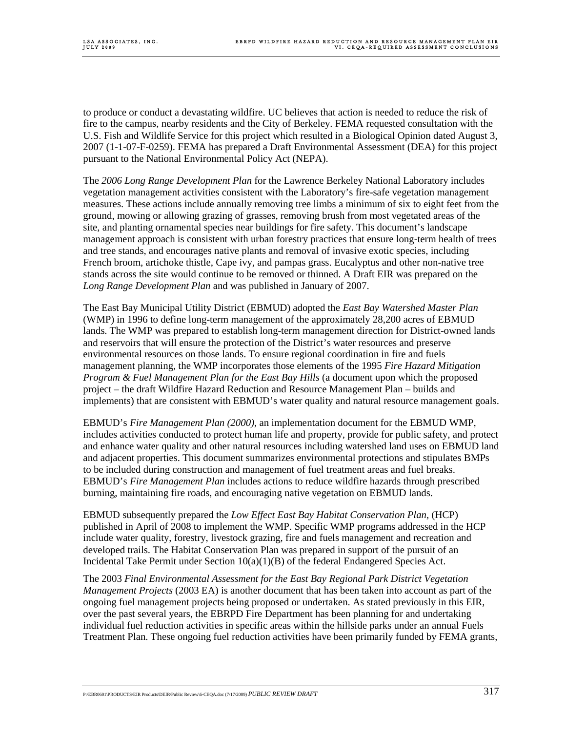to produce or conduct a devastating wildfire. UC believes that action is needed to reduce the risk of fire to the campus, nearby residents and the City of Berkeley. FEMA requested consultation with the U.S. Fish and Wildlife Service for this project which resulted in a Biological Opinion dated August 3, 2007 (1-1-07-F-0259). FEMA has prepared a Draft Environmental Assessment (DEA) for this project pursuant to the National Environmental Policy Act (NEPA).

The *2006 Long Range Development Plan* for the Lawrence Berkeley National Laboratory includes vegetation management activities consistent with the Laboratory's fire-safe vegetation management measures. These actions include annually removing tree limbs a minimum of six to eight feet from the ground, mowing or allowing grazing of grasses, removing brush from most vegetated areas of the site, and planting ornamental species near buildings for fire safety. This document's landscape management approach is consistent with urban forestry practices that ensure long-term health of trees and tree stands, and encourages native plants and removal of invasive exotic species, including French broom, artichoke thistle, Cape ivy, and pampas grass. Eucalyptus and other non-native tree stands across the site would continue to be removed or thinned. A Draft EIR was prepared on the *Long Range Development Plan* and was published in January of 2007.

The East Bay Municipal Utility District (EBMUD) adopted the *East Bay Watershed Master Plan* (WMP) in 1996 to define long-term management of the approximately 28,200 acres of EBMUD lands. The WMP was prepared to establish long-term management direction for District-owned lands and reservoirs that will ensure the protection of the District's water resources and preserve environmental resources on those lands. To ensure regional coordination in fire and fuels management planning, the WMP incorporates those elements of the 1995 *Fire Hazard Mitigation Program & Fuel Management Plan for the East Bay Hills* (a document upon which the proposed project – the draft Wildfire Hazard Reduction and Resource Management Plan – builds and implements) that are consistent with EBMUD's water quality and natural resource management goals.

EBMUD's *Fire Management Plan (2000),* an implementation document for the EBMUD WMP, includes activities conducted to protect human life and property, provide for public safety, and protect and enhance water quality and other natural resources including watershed land uses on EBMUD land and adjacent properties. This document summarizes environmental protections and stipulates BMPs to be included during construction and management of fuel treatment areas and fuel breaks. EBMUD's *Fire Management Plan* includes actions to reduce wildfire hazards through prescribed burning, maintaining fire roads, and encouraging native vegetation on EBMUD lands.

EBMUD subsequently prepared the *Low Effect East Bay Habitat Conservation Plan,* (HCP) published in April of 2008 to implement the WMP. Specific WMP programs addressed in the HCP include water quality, forestry, livestock grazing, fire and fuels management and recreation and developed trails. The Habitat Conservation Plan was prepared in support of the pursuit of an Incidental Take Permit under Section 10(a)(1)(B) of the federal Endangered Species Act.

The 2003 *Final Environmental Assessment for the East Bay Regional Park District Vegetation Management Projects* (2003 EA) is another document that has been taken into account as part of the ongoing fuel management projects being proposed or undertaken. As stated previously in this EIR, over the past several years, the EBRPD Fire Department has been planning for and undertaking individual fuel reduction activities in specific areas within the hillside parks under an annual Fuels Treatment Plan. These ongoing fuel reduction activities have been primarily funded by FEMA grants,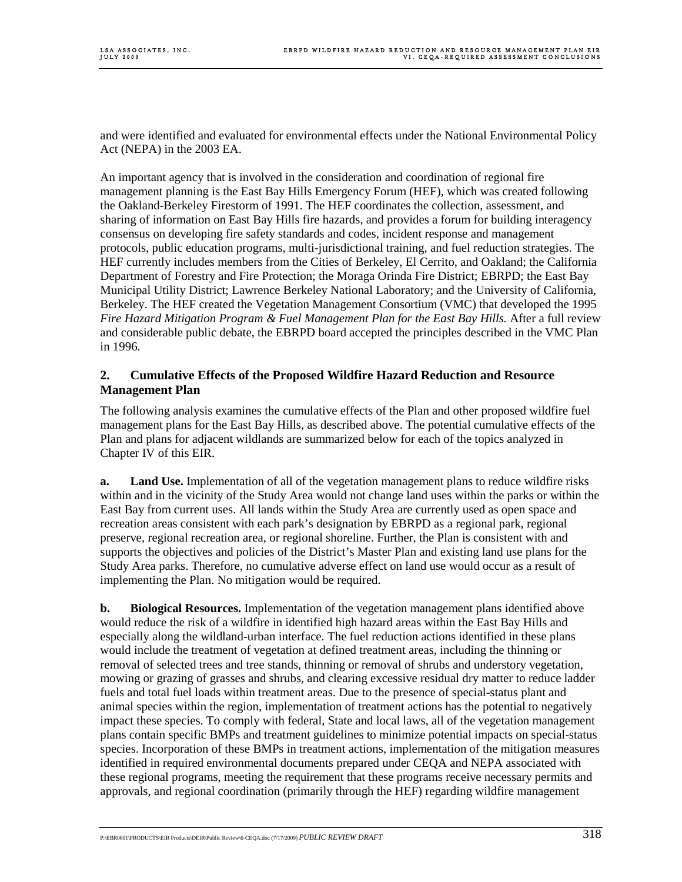and were identified and evaluated for environmental effects under the National Environmental Policy Act (NEPA) in the 2003 EA.

An important agency that is involved in the consideration and coordination of regional fire management planning is the East Bay Hills Emergency Forum (HEF), which was created following the Oakland-Berkeley Firestorm of 1991. The HEF coordinates the collection, assessment, and sharing of information on East Bay Hills fire hazards, and provides a forum for building interagency consensus on developing fire safety standards and codes, incident response and management protocols, public education programs, multi-jurisdictional training, and fuel reduction strategies. The HEF currently includes members from the Cities of Berkeley, El Cerrito, and Oakland; the California Department of Forestry and Fire Protection; the Moraga Orinda Fire District; EBRPD; the East Bay Municipal Utility District; Lawrence Berkeley National Laboratory; and the University of California, Berkeley. The HEF created the Vegetation Management Consortium (VMC) that developed the 1995 *Fire Hazard Mitigation Program & Fuel Management Plan for the East Bay Hills.* After a full review and considerable public debate, the EBRPD board accepted the principles described in the VMC Plan in 1996.

### 2. Cumulative Effects of the Proposed Wildfire Hazard Reduction and Resource Management Plan

The following analysis examines the cumulative effects of the Plan and other proposed wildfire fuel management plans for the East Bay Hills, as described above. The potential cumulative effects of the Plan and plans for adjacent wildlands are summarized below for each of the topics analyzed in Chapter IV of this EIR.

**a. Land Use.** Implementation of all of the vegetation management plans to reduce wildfire risks within and in the vicinity of the Study Area would not change land uses within the parks or within the East Bay from current uses. All lands within the Study Area are currently used as open space and recreation areas consistent with each park's designation by EBRPD as a regional park, regional preserve, regional recreation area, or regional shoreline. Further, the Plan is consistent with and supports the objectives and policies of the District's Master Plan and existing land use plans for the Study Area parks. Therefore, no cumulative adverse effect on land use would occur as a result of implementing the Plan. No mitigation would be required.

**b. Biological Resources.** Implementation of the vegetation management plans identified above would reduce the risk of a wildfire in identified high hazard areas within the East Bay Hills and especially along the wildland-urban interface. The fuel reduction actions identified in these plans would include the treatment of vegetation at defined treatment areas, including the thinning or removal of selected trees and tree stands, thinning or removal of shrubs and understory vegetation, mowing or grazing of grasses and shrubs, and clearing excessive residual dry matter to reduce ladder fuels and total fuel loads within treatment areas. Due to the presence of special-status plant and animal species within the region, implementation of treatment actions has the potential to negatively impact these species. To comply with federal, State and local laws, all of the vegetation management plans contain specific BMPs and treatment guidelines to minimize potential impacts on special-status species. Incorporation of these BMPs in treatment actions, implementation of the mitigation measures identified in required environmental documents prepared under CEQA and NEPA associated with these regional programs, meeting the requirement that these programs receive necessary permits and approvals, and regional coordination (primarily through the HEF) regarding wildfire management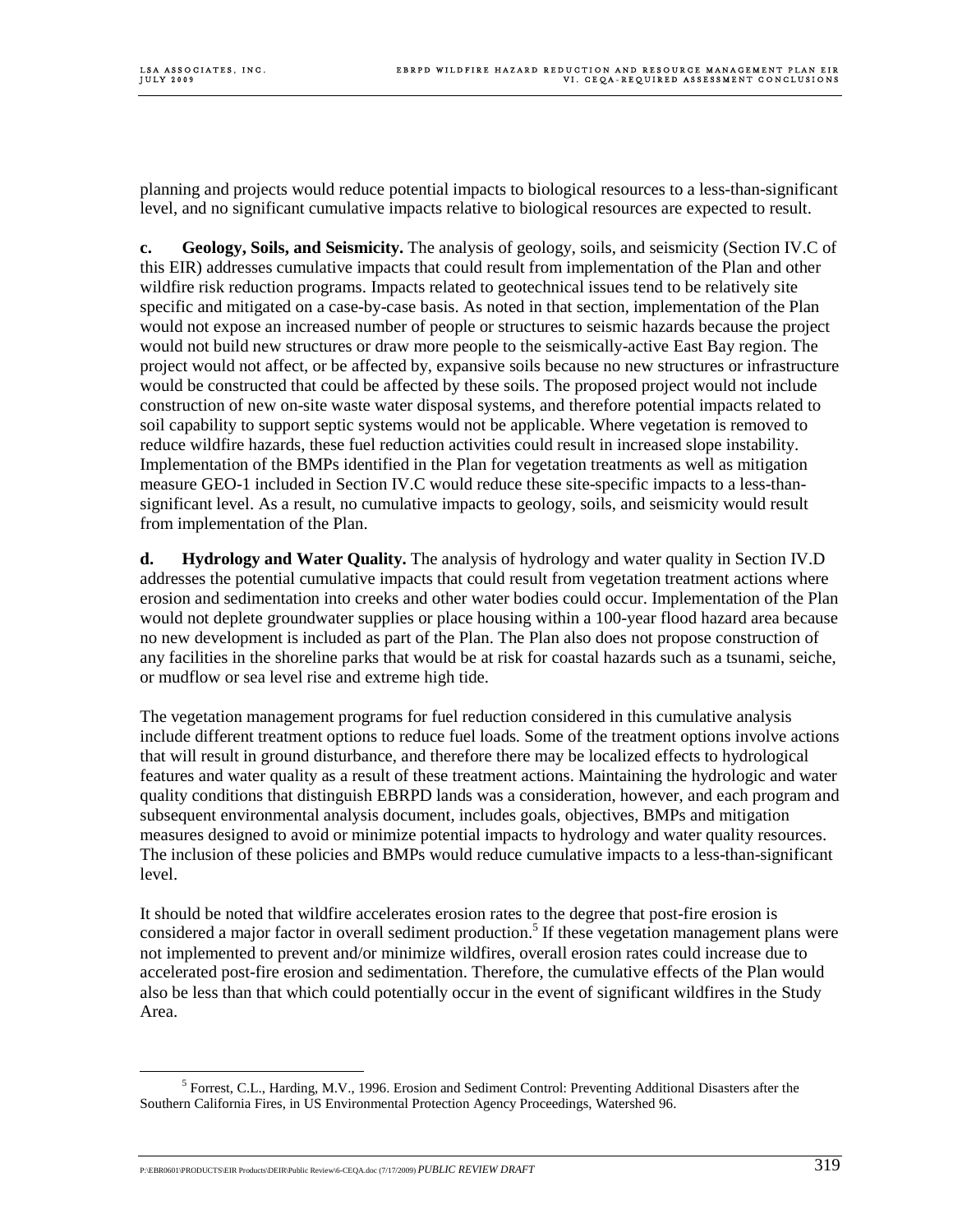planning and projects would reduce potential impacts to biological resources to a less-than-significant level, and no significant cumulative impacts relative to biological resources are expected to result.

**c. Geology, Soils, and Seismicity.** The analysis of geology, soils, and seismicity (Section IV.C of this EIR) addresses cumulative impacts that could result from implementation of the Plan and other wildfire risk reduction programs. Impacts related to geotechnical issues tend to be relatively site specific and mitigated on a case-by-case basis. As noted in that section, implementation of the Plan would not expose an increased number of people or structures to seismic hazards because the project would not build new structures or draw more people to the seismically-active East Bay region. The project would not affect, or be affected by, expansive soils because no new structures or infrastructure would be constructed that could be affected by these soils. The proposed project would not include construction of new on-site waste water disposal systems, and therefore potential impacts related to soil capability to support septic systems would not be applicable. Where vegetation is removed to reduce wildfire hazards, these fuel reduction activities could result in increased slope instability. Implementation of the BMPs identified in the Plan for vegetation treatments as well as mitigation measure GEO-1 included in Section IV.C would reduce these site-specific impacts to a less-than-significant level. As a result, no cumulative impacts to geology, soils, and seismicity would result from implementation of the Plan.

**d. Hydrology and Water Quality.** The analysis of hydrology and water quality in Section IV.D addresses the potential cumulative impacts that could result from vegetation treatment actions where erosion and sedimentation into creeks and other water bodies could occur. Implementation of the Plan would not deplete groundwater supplies or place housing within a 100-year flood hazard area because no new development is included as part of the Plan. The Plan also does not propose construction of any facilities in the shoreline parks that would be at risk for coastal hazards such as a tsunami, seiche, or mudflow or sea level rise and extreme high tide.

The vegetation management programs for fuel reduction considered in this cumulative analysis include different treatment options to reduce fuel loads. Some of the treatment options involve actions that will result in ground disturbance, and therefore there may be localized effects to hydrological features and water quality as a result of these treatment actions. Maintaining the hydrologic and water quality conditions that distinguish EBRPD lands was a consideration, however, and each program and subsequent environmental analysis document, includes goals, objectives, BMPs and mitigation measures designed to avoid or minimize potential impacts to hydrology and water quality resources. The inclusion of these policies and BMPs would reduce cumulative impacts to a less-than-significant level.

It should be noted that wildfire accelerates erosion rates to the degree that post-fire erosion is considered a major factor in overall sediment production.[5] If these vegetation management plans were not implemented to prevent and/or minimize wildfires, overall erosion rates could increase due to accelerated post-fire erosion and sedimentation. Therefore, the cumulative effects of the Plan would also be less than that which could potentially occur in the event of significant wildfires in the Study Area.

[5] Forrest, C.L., Harding, M.V., 1996. Erosion and Sediment Control: Preventing Additional Disasters after the Southern California Fires, in US Environmental Protection Agency Proceedings, Watershed 96.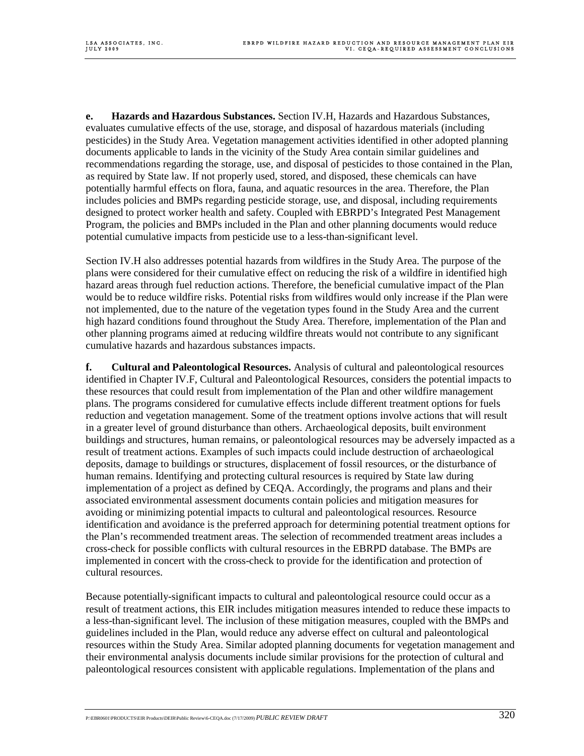**e. Hazards and Hazardous Substances.** Section IV.H, Hazards and Hazardous Substances, evaluates cumulative effects of the use, storage, and disposal of hazardous materials (including pesticides) in the Study Area. Vegetation management activities identified in other adopted planning documents applicable to lands in the vicinity of the Study Area contain similar guidelines and recommendations regarding the storage, use, and disposal of pesticides to those contained in the Plan, as required by State law. If not properly used, stored, and disposed, these chemicals can have potentially harmful effects on flora, fauna, and aquatic resources in the area. Therefore, the Plan includes policies and BMPs regarding pesticide storage, use, and disposal, including requirements designed to protect worker health and safety. Coupled with EBRPD's Integrated Pest Management Program, the policies and BMPs included in the Plan and other planning documents would reduce potential cumulative impacts from pesticide use to a less-than-significant level.

Section IV.H also addresses potential hazards from wildfires in the Study Area. The purpose of the plans were considered for their cumulative effect on reducing the risk of a wildfire in identified high hazard areas through fuel reduction actions. Therefore, the beneficial cumulative impact of the Plan would be to reduce wildfire risks. Potential risks from wildfires would only increase if the Plan were not implemented, due to the nature of the vegetation types found in the Study Area and the current high hazard conditions found throughout the Study Area. Therefore, implementation of the Plan and other planning programs aimed at reducing wildfire threats would not contribute to any significant cumulative hazards and hazardous substances impacts.

**f. Cultural and Paleontological Resources.** Analysis of cultural and paleontological resources identified in Chapter IV.F, Cultural and Paleontological Resources, considers the potential impacts to these resources that could result from implementation of the Plan and other wildfire management plans. The programs considered for cumulative effects include different treatment options for fuels reduction and vegetation management. Some of the treatment options involve actions that will result in a greater level of ground disturbance than others. Archaeological deposits, built environment buildings and structures, human remains, or paleontological resources may be adversely impacted as a result of treatment actions. Examples of such impacts could include destruction of archaeological deposits, damage to buildings or structures, displacement of fossil resources, or the disturbance of human remains. Identifying and protecting cultural resources is required by State law during implementation of a project as defined by CEQA. Accordingly, the programs and plans and their associated environmental assessment documents contain policies and mitigation measures for avoiding or minimizing potential impacts to cultural and paleontological resources. Resource identification and avoidance is the preferred approach for determining potential treatment options for the Plan's recommended treatment areas. The selection of recommended treatment areas includes a cross-check for possible conflicts with cultural resources in the EBRPD database. The BMPs are implemented in concert with the cross-check to provide for the identification and protection of cultural resources.

Because potentially-significant impacts to cultural and paleontological resource could occur as a result of treatment actions, this EIR includes mitigation measures intended to reduce these impacts to a less-than-significant level. The inclusion of these mitigation measures, coupled with the BMPs and guidelines included in the Plan, would reduce any adverse effect on cultural and paleontological resources within the Study Area. Similar adopted planning documents for vegetation management and their environmental analysis documents include similar provisions for the protection of cultural and paleontological resources consistent with applicable regulations. Implementation of the plans and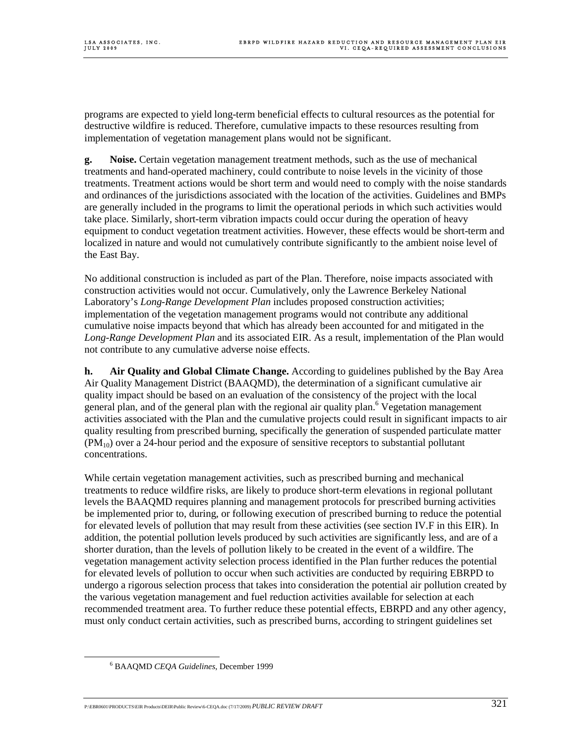programs are expected to yield long-term beneficial effects to cultural resources as the potential for destructive wildfire is reduced. Therefore, cumulative impacts to these resources resulting from implementation of vegetation management plans would not be significant.

**g. Noise.** Certain vegetation management treatment methods, such as the use of mechanical treatments and hand-operated machinery, could contribute to noise levels in the vicinity of those treatments. Treatment actions would be short term and would need to comply with the noise standards and ordinances of the jurisdictions associated with the location of the activities. Guidelines and BMPs are generally included in the programs to limit the operational periods in which such activities would take place. Similarly, short-term vibration impacts could occur during the operation of heavy equipment to conduct vegetation treatment activities. However, these effects would be short-term and localized in nature and would not cumulatively contribute significantly to the ambient noise level of the East Bay.

No additional construction is included as part of the Plan. Therefore, noise impacts associated with construction activities would not occur. Cumulatively, only the Lawrence Berkeley National Laboratory's *Long-Range Development Plan* includes proposed construction activities; implementation of the vegetation management programs would not contribute any additional cumulative noise impacts beyond that which has already been accounted for and mitigated in the *Long-Range Development Plan* and its associated EIR. As a result, implementation of the Plan would not contribute to any cumulative adverse noise effects.

**h. Air Quality and Global Climate Change.** According to guidelines published by the Bay Area Air Quality Management District (BAAQMD), the determination of a significant cumulative air quality impact should be based on an evaluation of the consistency of the project with the local general plan, and of the general plan with the regional air quality plan.[6] Vegetation management activities associated with the Plan and the cumulative projects could result in significant impacts to air quality resulting from prescribed burning, specifically the generation of suspended particulate matter ($PM_{10}$) over a 24-hour period and the exposure of sensitive receptors to substantial pollutant concentrations.

While certain vegetation management activities, such as prescribed burning and mechanical treatments to reduce wildfire risks, are likely to produce short-term elevations in regional pollutant levels the BAAQMD requires planning and management protocols for prescribed burning activities be implemented prior to, during, or following execution of prescribed burning to reduce the potential for elevated levels of pollution that may result from these activities (see section IV.F in this EIR). In addition, the potential pollution levels produced by such activities are significantly less, and are of a shorter duration, than the levels of pollution likely to be created in the event of a wildfire. The vegetation management activity selection process identified in the Plan further reduces the potential for elevated levels of pollution to occur when such activities are conducted by requiring EBRPD to undergo a rigorous selection process that takes into consideration the potential air pollution created by the various vegetation management and fuel reduction activities available for selection at each recommended treatment area. To further reduce these potential effects, EBRPD and any other agency, must only conduct certain activities, such as prescribed burns, according to stringent guidelines set

[6] BAAQMD *CEQA Guidelines*, December 1999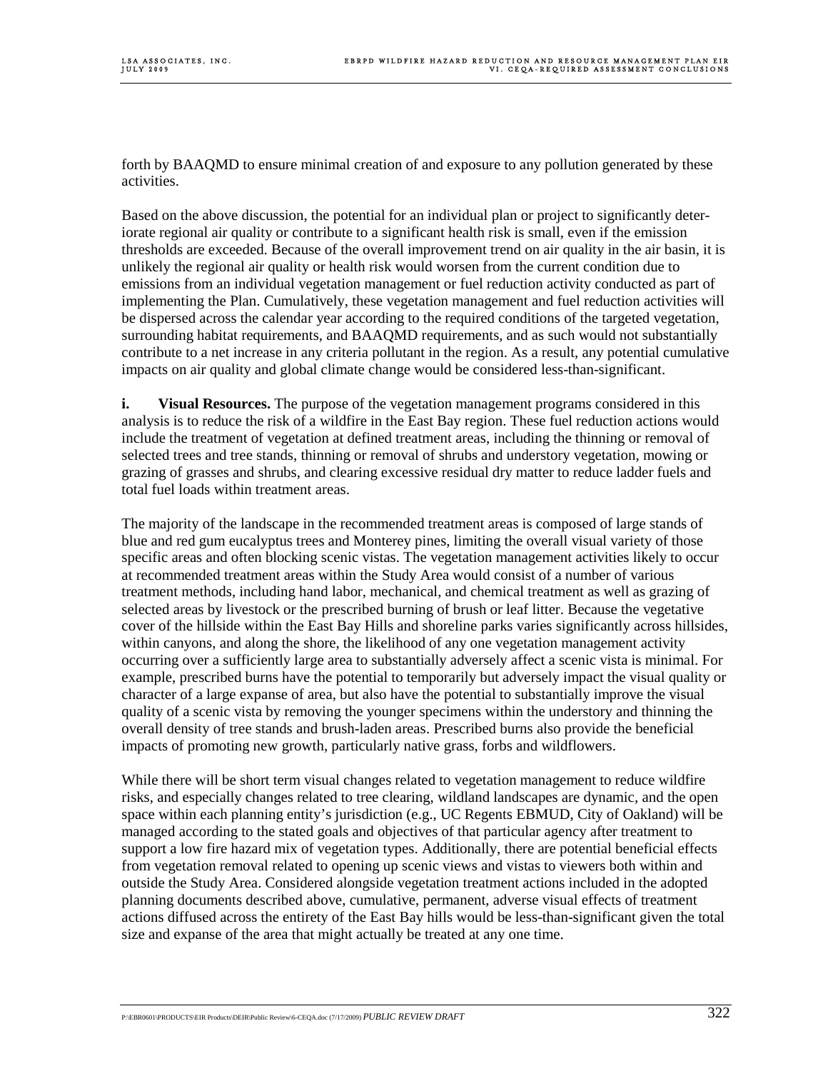forth by BAAQMD to ensure minimal creation of and exposure to any pollution generated by these activities.

Based on the above discussion, the potential for an individual plan or project to significantly deteriorate regional air quality or contribute to a significant health risk is small, even if the emission thresholds are exceeded. Because of the overall improvement trend on air quality in the air basin, it is unlikely the regional air quality or health risk would worsen from the current condition due to emissions from an individual vegetation management or fuel reduction activity conducted as part of implementing the Plan. Cumulatively, these vegetation management and fuel reduction activities will be dispersed across the calendar year according to the required conditions of the targeted vegetation, surrounding habitat requirements, and BAAQMD requirements, and as such would not substantially contribute to a net increase in any criteria pollutant in the region. As a result, any potential cumulative impacts on air quality and global climate change would be considered less-than-significant.

**i. Visual Resources.** The purpose of the vegetation management programs considered in this analysis is to reduce the risk of a wildfire in the East Bay region. These fuel reduction actions would include the treatment of vegetation at defined treatment areas, including the thinning or removal of selected trees and tree stands, thinning or removal of shrubs and understory vegetation, mowing or grazing of grasses and shrubs, and clearing excessive residual dry matter to reduce ladder fuels and total fuel loads within treatment areas.

The majority of the landscape in the recommended treatment areas is composed of large stands of blue and red gum eucalyptus trees and Monterey pines, limiting the overall visual variety of those specific areas and often blocking scenic vistas. The vegetation management activities likely to occur at recommended treatment areas within the Study Area would consist of a number of various treatment methods, including hand labor, mechanical, and chemical treatment as well as grazing of selected areas by livestock or the prescribed burning of brush or leaf litter. Because the vegetative cover of the hillside within the East Bay Hills and shoreline parks varies significantly across hillsides, within canyons, and along the shore, the likelihood of any one vegetation management activity occurring over a sufficiently large area to substantially adversely affect a scenic vista is minimal. For example, prescribed burns have the potential to temporarily but adversely impact the visual quality or character of a large expanse of area, but also have the potential to substantially improve the visual quality of a scenic vista by removing the younger specimens within the understory and thinning the overall density of tree stands and brush-laden areas. Prescribed burns also provide the beneficial impacts of promoting new growth, particularly native grass, forbs and wildflowers.

While there will be short term visual changes related to vegetation management to reduce wildfire risks, and especially changes related to tree clearing, wildland landscapes are dynamic, and the open space within each planning entity's jurisdiction (e.g., UC Regents EBMUD, City of Oakland) will be managed according to the stated goals and objectives of that particular agency after treatment to support a low fire hazard mix of vegetation types. Additionally, there are potential beneficial effects from vegetation removal related to opening up scenic views and vistas to viewers both within and outside the Study Area. Considered alongside vegetation treatment actions included in the adopted planning documents described above, cumulative, permanent, adverse visual effects of treatment actions diffused across the entirety of the East Bay hills would be less-than-significant given the total size and expanse of the area that might actually be treated at any one time.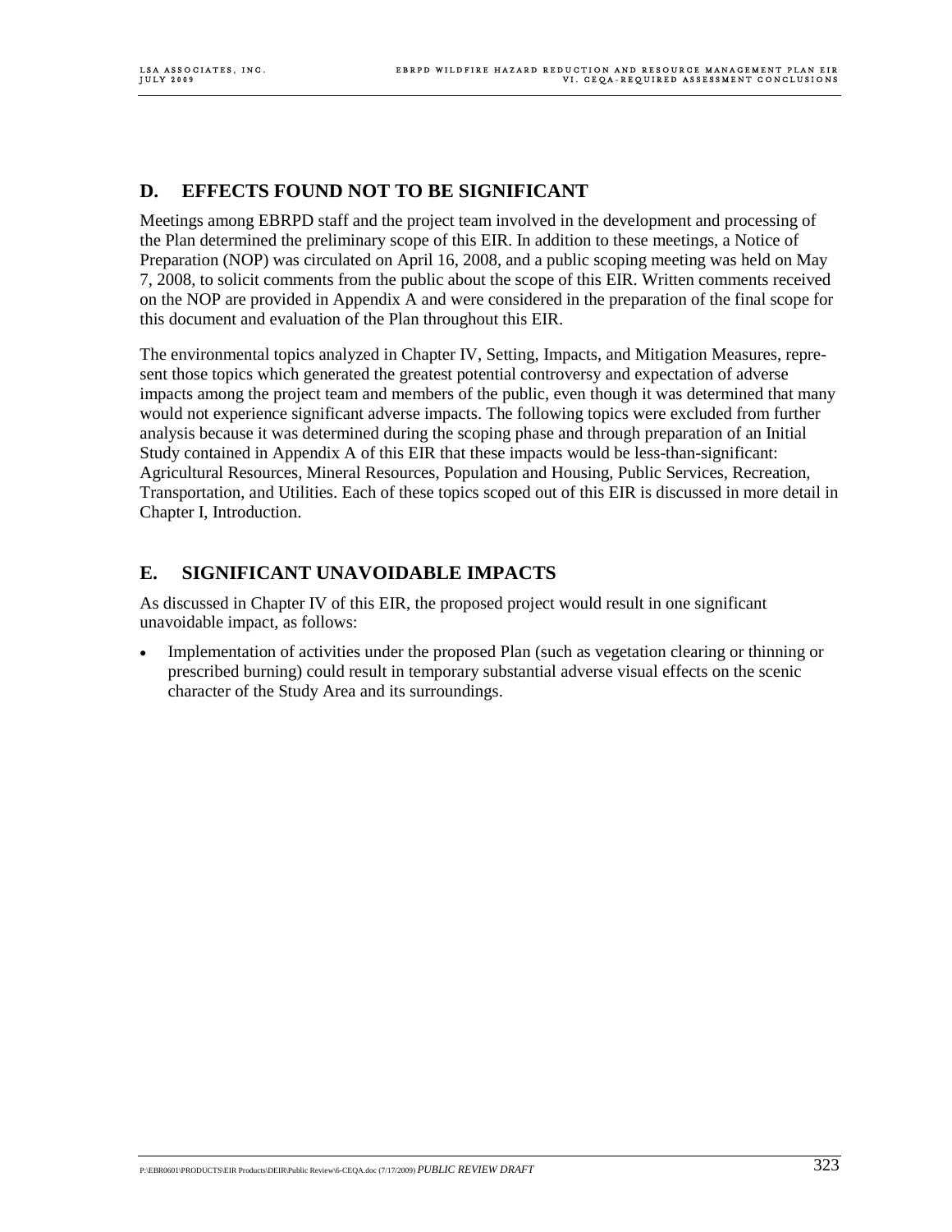## D. EFFECTS FOUND NOT TO BE SIGNIFICANT

Meetings among EBRPD staff and the project team involved in the development and processing of the Plan determined the preliminary scope of this EIR. In addition to these meetings, a Notice of Preparation (NOP) was circulated on April 16, 2008, and a public scoping meeting was held on May 7, 2008, to solicit comments from the public about the scope of this EIR. Written comments received on the NOP are provided in Appendix A and were considered in the preparation of the final scope for this document and evaluation of the Plan throughout this EIR.

The environmental topics analyzed in Chapter IV, Setting, Impacts, and Mitigation Measures, represent those topics which generated the greatest potential controversy and expectation of adverse impacts among the project team and members of the public, even though it was determined that many would not experience significant adverse impacts. The following topics were excluded from further analysis because it was determined during the scoping phase and through preparation of an Initial Study contained in Appendix A of this EIR that these impacts would be less-than-significant: Agricultural Resources, Mineral Resources, Population and Housing, Public Services, Recreation, Transportation, and Utilities. Each of these topics scoped out of this EIR is discussed in more detail in Chapter I, Introduction.

## E. SIGNIFICANT UNAVOIDABLE IMPACTS

As discussed in Chapter IV of this EIR, the proposed project would result in one significant unavoidable impact, as follows:

- Implementation of activities under the proposed Plan (such as vegetation clearing or thinning or prescribed burning) could result in temporary substantial adverse visual effects on the scenic character of the Study Area and its surroundings.